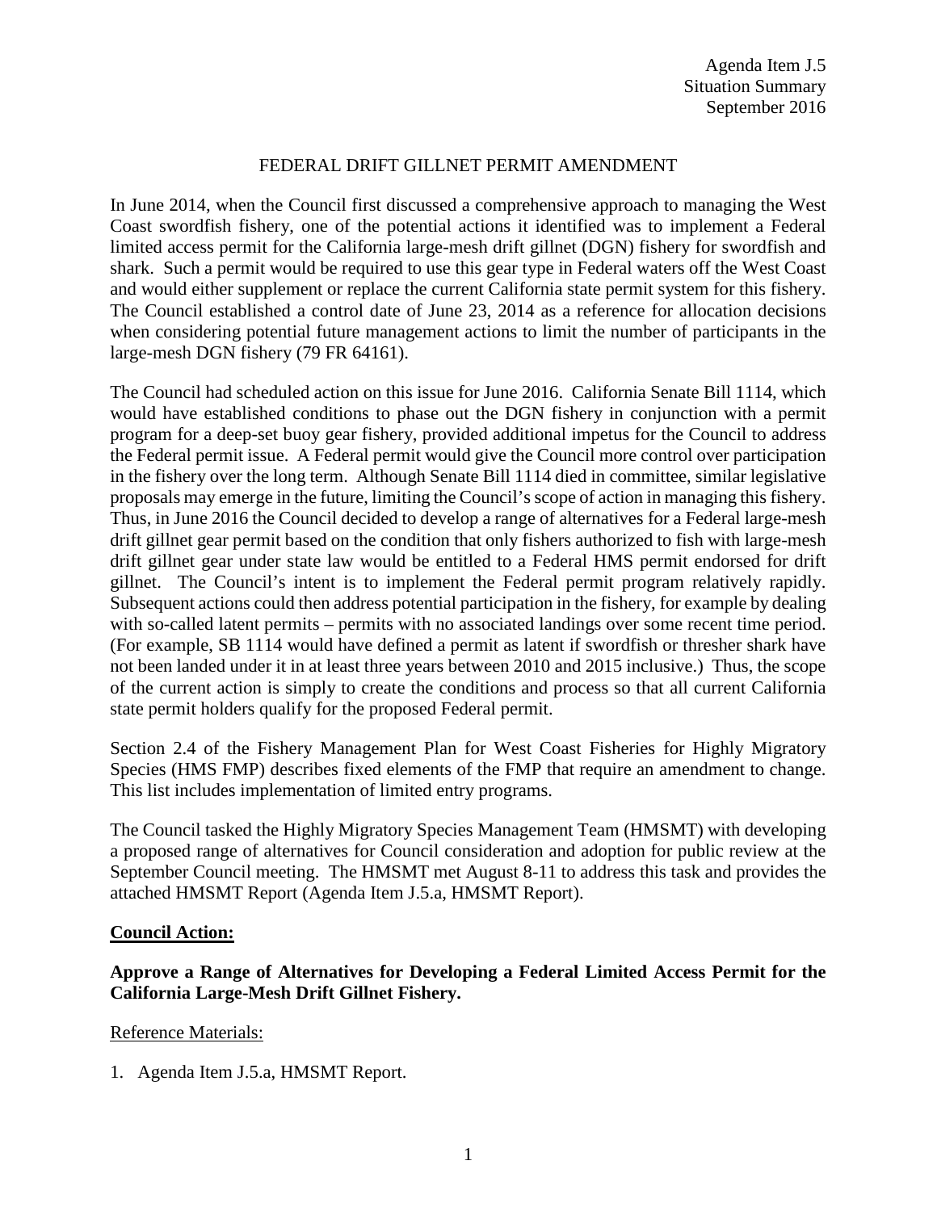Agenda Item J.5
Situation Summary
September 2016

# FEDERAL DRIFT GILLNET PERMIT AMENDMENT

In June 2014, when the Council first discussed a comprehensive approach to managing the West Coast swordfish fishery, one of the potential actions it identified was to implement a Federal limited access permit for the California large-mesh drift gillnet (DGN) fishery for swordfish and shark. Such a permit would be required to use this gear type in Federal waters off the West Coast and would either supplement or replace the current California state permit system for this fishery. The Council established a control date of June 23, 2014 as a reference for allocation decisions when considering potential future management actions to limit the number of participants in the large-mesh DGN fishery (79 FR 64161).

The Council had scheduled action on this issue for June 2016. California Senate Bill 1114, which would have established conditions to phase out the DGN fishery in conjunction with a permit program for a deep-set buoy gear fishery, provided additional impetus for the Council to address the Federal permit issue. A Federal permit would give the Council more control over participation in the fishery over the long term. Although Senate Bill 1114 died in committee, similar legislative proposals may emerge in the future, limiting the Council's scope of action in managing this fishery. Thus, in June 2016 the Council decided to develop a range of alternatives for a Federal large-mesh drift gillnet gear permit based on the condition that only fishers authorized to fish with large-mesh drift gillnet gear under state law would be entitled to a Federal HMS permit endorsed for drift gillnet. The Council's intent is to implement the Federal permit program relatively rapidly. Subsequent actions could then address potential participation in the fishery, for example by dealing with so-called latent permits – permits with no associated landings over some recent time period. (For example, SB 1114 would have defined a permit as latent if swordfish or thresher shark have not been landed under it in at least three years between 2010 and 2015 inclusive.) Thus, the scope of the current action is simply to create the conditions and process so that all current California state permit holders qualify for the proposed Federal permit.

Section 2.4 of the Fishery Management Plan for West Coast Fisheries for Highly Migratory Species (HMS FMP) describes fixed elements of the FMP that require an amendment to change. This list includes implementation of limited entry programs.

The Council tasked the Highly Migratory Species Management Team (HMSMT) with developing a proposed range of alternatives for Council consideration and adoption for public review at the September Council meeting. The HMSMT met August 8-11 to address this task and provides the attached HMSMT Report (Agenda Item J.5.a, HMSMT Report).

## Council Action:

**Approve a Range of Alternatives for Developing a Federal Limited Access Permit for the California Large-Mesh Drift Gillnet Fishery.**

Reference Materials:

1. Agenda Item J.5.a, HMSMT Report.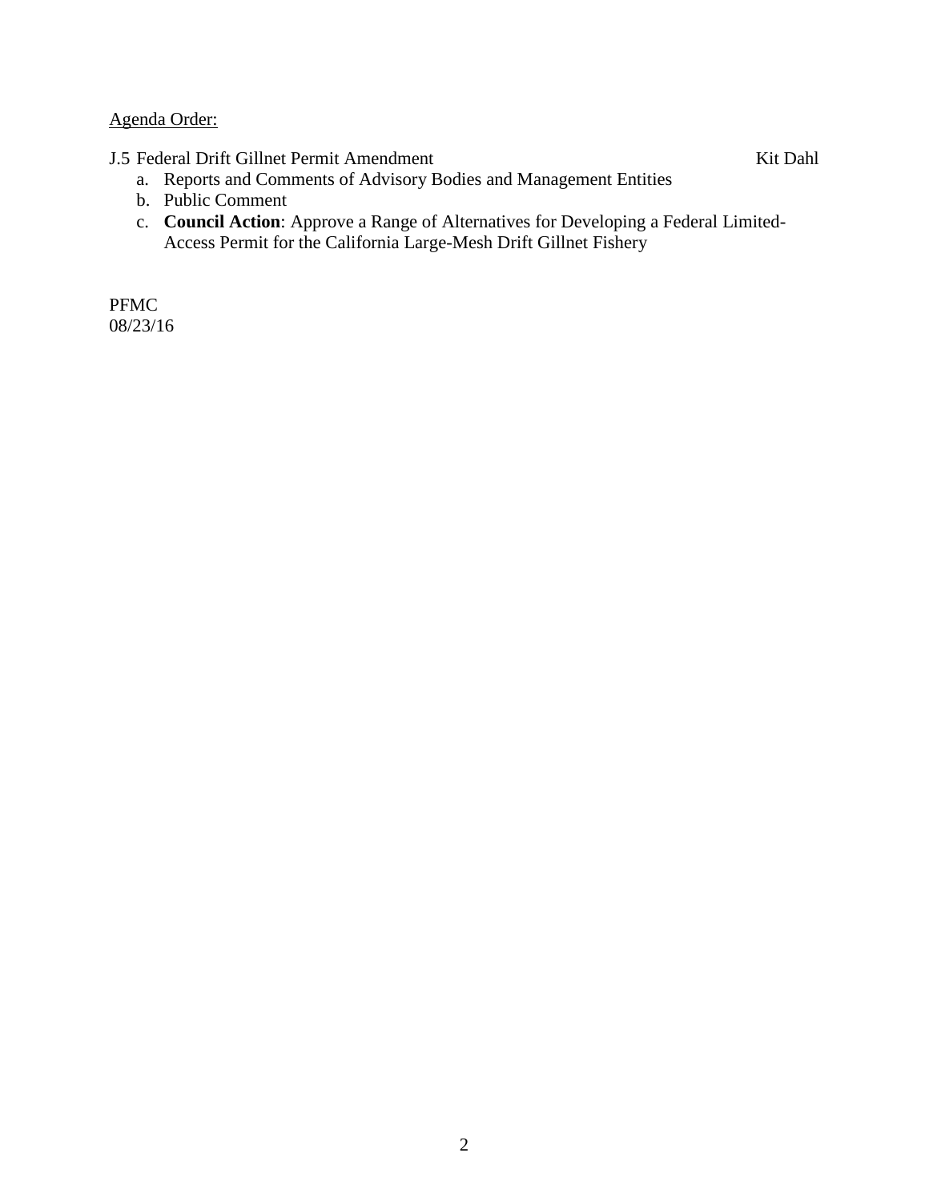Agenda Order:

J.5 Federal Drift Gillnet Permit Amendment Kit Dahl

a. Reports and Comments of Advisory Bodies and Management Entities
b. Public Comment
c. **Council Action**: Approve a Range of Alternatives for Developing a Federal Limited-Access Permit for the California Large-Mesh Drift Gillnet Fishery

PFMC
08/23/16